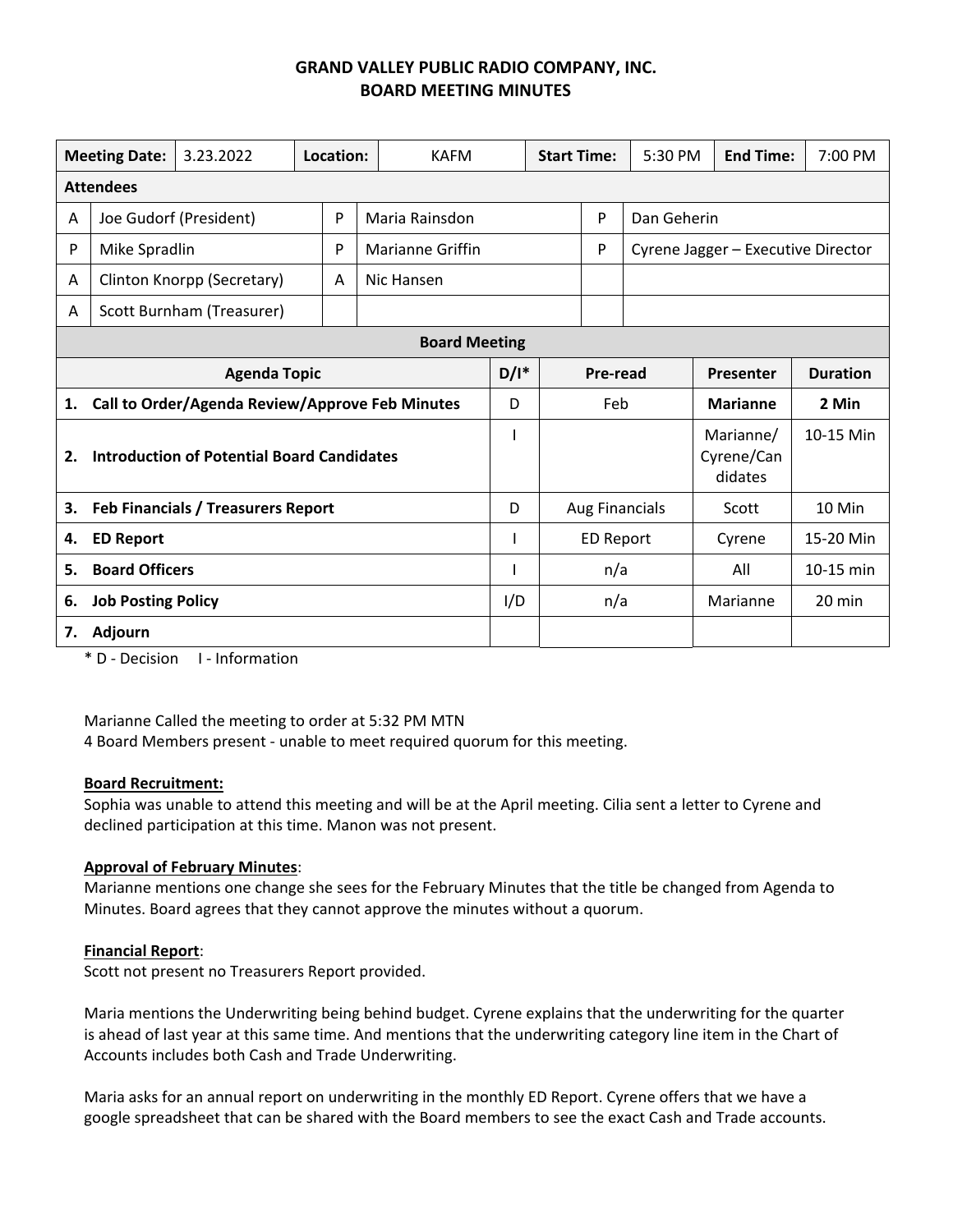# GRAND VALLEY PUBLIC RADIO COMPANY, INC.
## BOARD MEETING MINUTES

| Meeting Date: | 3.23.2022 | Location: | KAFM | Start Time: | 5:30 PM | End Time: | 7:00 PM |
|---|---|---|---|---|---|---|---|

**Attendees**

| | | | | | |
|---|---|---|---|---|---|
| A | Joe Gudorf (President) | P | Maria Rainsdon | P | Dan Geherin |
| P | Mike Spradlin | P | Marianne Griffin | P | Cyrene Jagger – Executive Director |
| A | Clinton Knorpp (Secretary) | A | Nic Hansen | | |
| A | Scott Burnham (Treasurer) | | | | |

**Board Meeting**

| Agenda Topic | D/I* | Pre-read | Presenter | Duration |
|---|---|---|---|---|
| **1. Call to Order/Agenda Review/Approve Feb Minutes** | D | Feb | **Marianne** | **2 Min** |
| **2. Introduction of Potential Board Candidates** | I | | Marianne/ Cyrene/Candidates | 10-15 Min |
| **3. Feb Financials / Treasurers Report** | D | Aug Financials | Scott | 10 Min |
| **4. ED Report** | I | ED Report | Cyrene | 15-20 Min |
| **5. Board Officers** | I | n/a | All | 10-15 min |
| **6. Job Posting Policy** | I/D | n/a | Marianne | 20 min |
| **7. Adjourn** | | | | |

* D - Decision I - Information

Marianne Called the meeting to order at 5:32 PM MTN
4 Board Members present - unable to meet required quorum for this meeting.

**Board Recruitment:**
Sophia was unable to attend this meeting and will be at the April meeting. Cilia sent a letter to Cyrene and declined participation at this time. Manon was not present.

**Approval of February Minutes**:
Marianne mentions one change she sees for the February Minutes that the title be changed from Agenda to Minutes. Board agrees that they cannot approve the minutes without a quorum.

**Financial Report**:
Scott not present no Treasurers Report provided.

Maria mentions the Underwriting being behind budget. Cyrene explains that the underwriting for the quarter is ahead of last year at this same time. And mentions that the underwriting category line item in the Chart of Accounts includes both Cash and Trade Underwriting.

Maria asks for an annual report on underwriting in the monthly ED Report. Cyrene offers that we have a google spreadsheet that can be shared with the Board members to see the exact Cash and Trade accounts.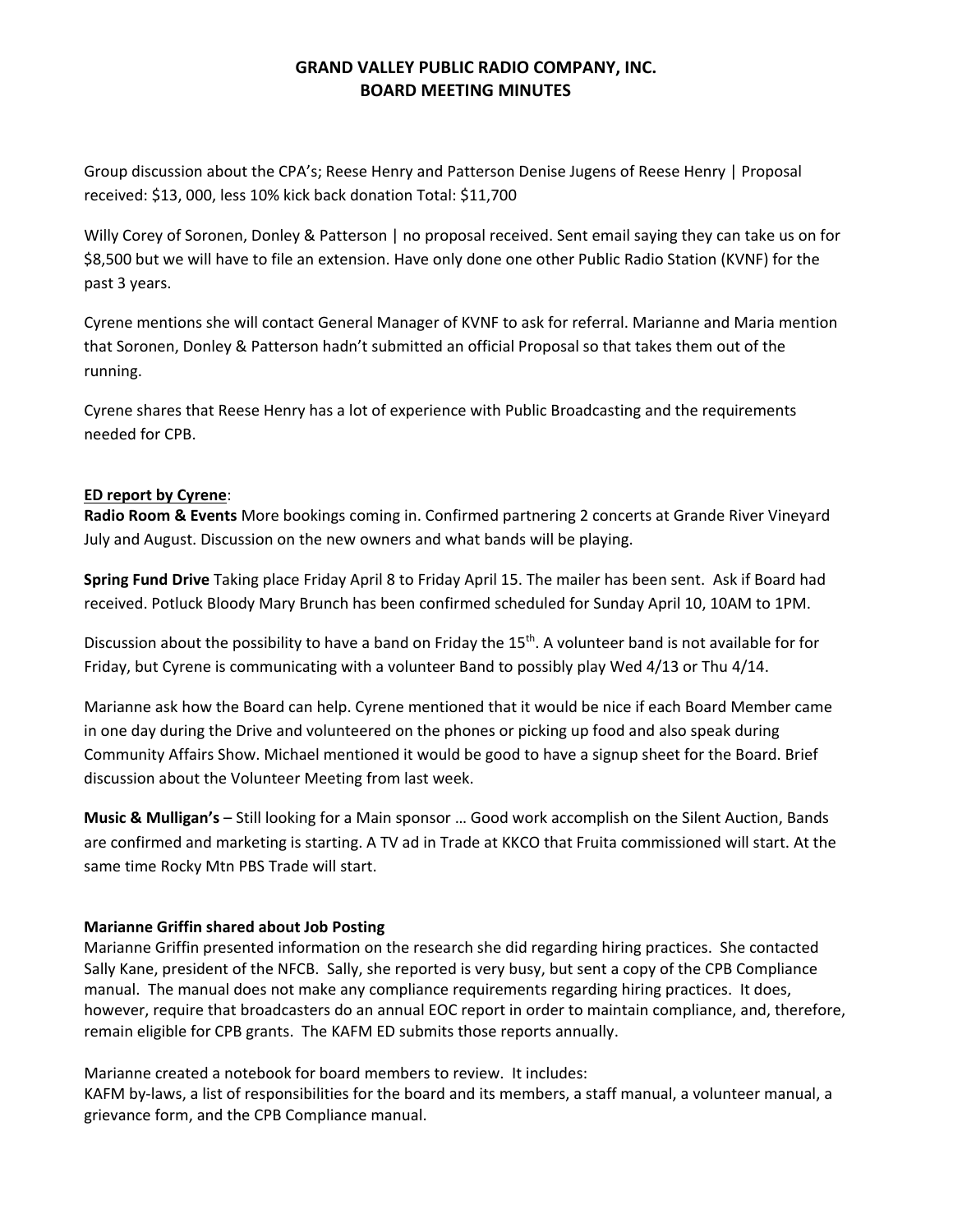# GRAND VALLEY PUBLIC RADIO COMPANY, INC.
# BOARD MEETING MINUTES

Group discussion about the CPA's; Reese Henry and Patterson Denise Jugens of Reese Henry | Proposal received: $13, 000, less 10% kick back donation Total: $11,700

Willy Corey of Soronen, Donley & Patterson | no proposal received. Sent email saying they can take us on for $8,500 but we will have to file an extension. Have only done one other Public Radio Station (KVNF) for the past 3 years.

Cyrene mentions she will contact General Manager of KVNF to ask for referral. Marianne and Maria mention that Soronen, Donley & Patterson hadn't submitted an official Proposal so that takes them out of the running.

Cyrene shares that Reese Henry has a lot of experience with Public Broadcasting and the requirements needed for CPB.

**ED report by Cyrene**:

**Radio Room & Events** More bookings coming in. Confirmed partnering 2 concerts at Grande River Vineyard July and August. Discussion on the new owners and what bands will be playing.

**Spring Fund Drive** Taking place Friday April 8 to Friday April 15. The mailer has been sent. Ask if Board had received. Potluck Bloody Mary Brunch has been confirmed scheduled for Sunday April 10, 10AM to 1PM.

Discussion about the possibility to have a band on Friday the 15th. A volunteer band is not available for for Friday, but Cyrene is communicating with a volunteer Band to possibly play Wed 4/13 or Thu 4/14.

Marianne ask how the Board can help. Cyrene mentioned that it would be nice if each Board Member came in one day during the Drive and volunteered on the phones or picking up food and also speak during Community Affairs Show. Michael mentioned it would be good to have a signup sheet for the Board. Brief discussion about the Volunteer Meeting from last week.

**Music & Mulligan's** – Still looking for a Main sponsor … Good work accomplish on the Silent Auction, Bands are confirmed and marketing is starting. A TV ad in Trade at KKCO that Fruita commissioned will start. At the same time Rocky Mtn PBS Trade will start.

**Marianne Griffin shared about Job Posting**

Marianne Griffin presented information on the research she did regarding hiring practices. She contacted Sally Kane, president of the NFCB. Sally, she reported is very busy, but sent a copy of the CPB Compliance manual. The manual does not make any compliance requirements regarding hiring practices. It does, however, require that broadcasters do an annual EOC report in order to maintain compliance, and, therefore, remain eligible for CPB grants. The KAFM ED submits those reports annually.

Marianne created a notebook for board members to review. It includes:
KAFM by-laws, a list of responsibilities for the board and its members, a staff manual, a volunteer manual, a grievance form, and the CPB Compliance manual.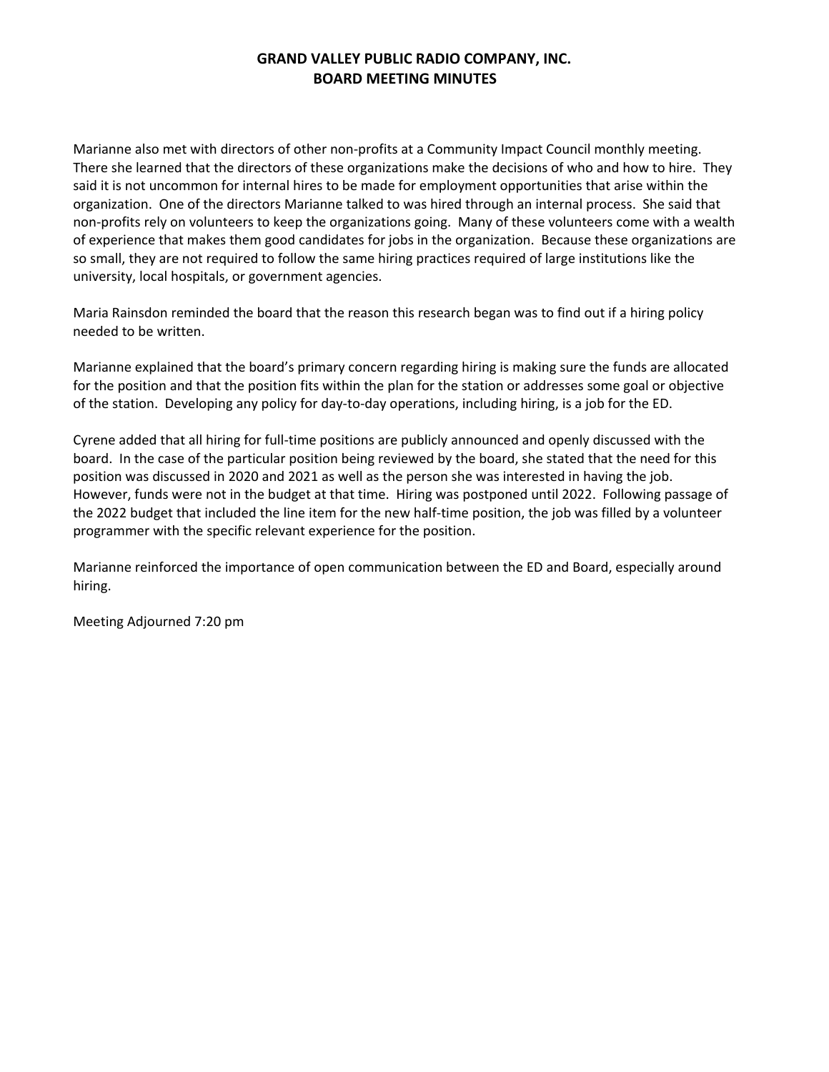Marianne also met with directors of other non-profits at a Community Impact Council monthly meeting. There she learned that the directors of these organizations make the decisions of who and how to hire. They said it is not uncommon for internal hires to be made for employment opportunities that arise within the organization. One of the directors Marianne talked to was hired through an internal process. She said that non-profits rely on volunteers to keep the organizations going. Many of these volunteers come with a wealth of experience that makes them good candidates for jobs in the organization. Because these organizations are so small, they are not required to follow the same hiring practices required of large institutions like the university, local hospitals, or government agencies.

Maria Rainsdon reminded the board that the reason this research began was to find out if a hiring policy needed to be written.

Marianne explained that the board's primary concern regarding hiring is making sure the funds are allocated for the position and that the position fits within the plan for the station or addresses some goal or objective of the station. Developing any policy for day-to-day operations, including hiring, is a job for the ED.

Cyrene added that all hiring for full-time positions are publicly announced and openly discussed with the board. In the case of the particular position being reviewed by the board, she stated that the need for this position was discussed in 2020 and 2021 as well as the person she was interested in having the job. However, funds were not in the budget at that time. Hiring was postponed until 2022. Following passage of the 2022 budget that included the line item for the new half-time position, the job was filled by a volunteer programmer with the specific relevant experience for the position.

Marianne reinforced the importance of open communication between the ED and Board, especially around hiring.

Meeting Adjourned 7:20 pm